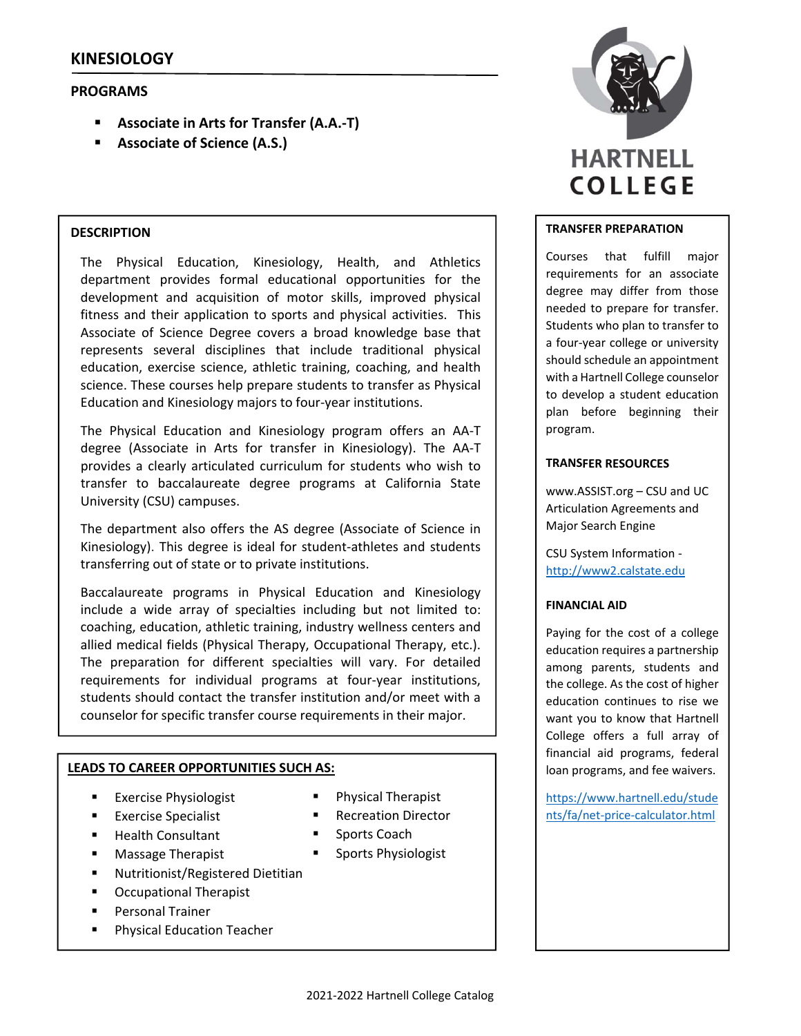# KINESIOLOGY

## PROGRAMS

- **Associate in Arts for Transfer (A.A.-T)**
- **Associate of Science (A.S.)**

HARTNELL COLLEGE

## DESCRIPTION

The Physical Education, Kinesiology, Health, and Athletics department provides formal educational opportunities for the development and acquisition of motor skills, improved physical fitness and their application to sports and physical activities. This Associate of Science Degree covers a broad knowledge base that represents several disciplines that include traditional physical education, exercise science, athletic training, coaching, and health science. These courses help prepare students to transfer as Physical Education and Kinesiology majors to four-year institutions.

The Physical Education and Kinesiology program offers an AA-T degree (Associate in Arts for transfer in Kinesiology). The AA-T provides a clearly articulated curriculum for students who wish to transfer to baccalaureate degree programs at California State University (CSU) campuses.

The department also offers the AS degree (Associate of Science in Kinesiology). This degree is ideal for student-athletes and students transferring out of state or to private institutions.

Baccalaureate programs in Physical Education and Kinesiology include a wide array of specialties including but not limited to: coaching, education, athletic training, industry wellness centers and allied medical fields (Physical Therapy, Occupational Therapy, etc.). The preparation for different specialties will vary. For detailed requirements for individual programs at four-year institutions, students should contact the transfer institution and/or meet with a counselor for specific transfer course requirements in their major.

## LEADS TO CAREER OPPORTUNITIES SUCH AS:

- Exercise Physiologist
- Exercise Specialist
- Health Consultant
- Massage Therapist
- Nutritionist/Registered Dietitian
- Occupational Therapist
- Personal Trainer
- Physical Education Teacher
- Physical Therapist
- Recreation Director
- Sports Coach
- Sports Physiologist

## TRANSFER PREPARATION

Courses that fulfill major requirements for an associate degree may differ from those needed to prepare for transfer. Students who plan to transfer to a four-year college or university should schedule an appointment with a Hartnell College counselor to develop a student education plan before beginning their program.

## TRANSFER RESOURCES

www.ASSIST.org – CSU and UC Articulation Agreements and Major Search Engine

CSU System Information - http://www2.calstate.edu

## FINANCIAL AID

Paying for the cost of a college education requires a partnership among parents, students and the college. As the cost of higher education continues to rise we want you to know that Hartnell College offers a full array of financial aid programs, federal loan programs, and fee waivers.

https://www.hartnell.edu/students/fa/net-price-calculator.html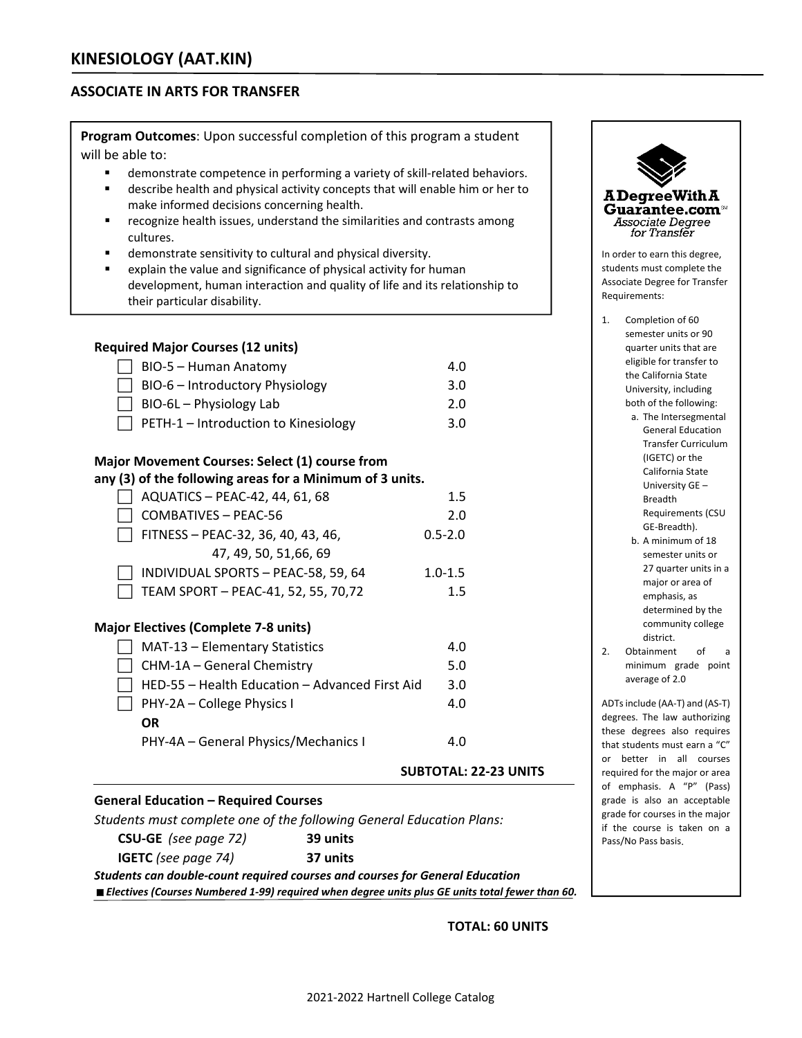# KINESIOLOGY (AAT.KIN)

## ASSOCIATE IN ARTS FOR TRANSFER

**Program Outcomes**: Upon successful completion of this program a student will be able to:

- demonstrate competence in performing a variety of skill-related behaviors.
- describe health and physical activity concepts that will enable him or her to make informed decisions concerning health.
- recognize health issues, understand the similarities and contrasts among cultures.
- demonstrate sensitivity to cultural and physical diversity.
- explain the value and significance of physical activity for human development, human interaction and quality of life and its relationship to their particular disability.

**Required Major Courses (12 units)**

| Course | Units |
|---|---|
| ☐ BIO-5 – Human Anatomy | 4.0 |
| ☐ BIO-6 – Introductory Physiology | 3.0 |
| ☐ BIO-6L – Physiology Lab | 2.0 |
| ☐ PETH-1 – Introduction to Kinesiology | 3.0 |

**Major Movement Courses: Select (1) course from any (3) of the following areas for a Minimum of 3 units.**

| Course | Units |
|---|---|
| ☐ AQUATICS – PEAC-42, 44, 61, 68 | 1.5 |
| ☐ COMBATIVES – PEAC-56 | 2.0 |
| ☐ FITNESS – PEAC-32, 36, 40, 43, 46, 47, 49, 50, 51,66, 69 | 0.5-2.0 |
| ☐ INDIVIDUAL SPORTS – PEAC-58, 59, 64 | 1.0-1.5 |
| ☐ TEAM SPORT – PEAC-41, 52, 55, 70,72 | 1.5 |

**Major Electives (Complete 7-8 units)**

| Course | Units |
|---|---|
| ☐ MAT-13 – Elementary Statistics | 4.0 |
| ☐ CHM-1A – General Chemistry | 5.0 |
| ☐ HED-55 – Health Education – Advanced First Aid | 3.0 |
| ☐ PHY-2A – College Physics I | 4.0 |
| **OR** | |
| PHY-4A – General Physics/Mechanics I | 4.0 |

**SUBTOTAL: 22-23 UNITS**

**General Education – Required Courses**

*Students must complete one of the following General Education Plans:*

**CSU-GE** *(see page 72)* **39 units**

**IGETC** *(see page 74)* **37 units**

***Students can double-count required courses and courses for General Education***

■ ***Electives (Courses Numbered 1-99) required when degree units plus GE units total fewer than 60.***

**TOTAL: 60 UNITS**

---

**A Degree With A Guarantee.com** — *Associate Degree for Transfer*

In order to earn this degree, students must complete the Associate Degree for Transfer Requirements:

1. Completion of 60 semester units or 90 quarter units that are eligible for transfer to the California State University, including both of the following:
   a. The Intersegmental General Education Transfer Curriculum (IGETC) or the California State University GE – Breadth Requirements (CSU GE-Breadth).
   b. A minimum of 18 semester units or 27 quarter units in a major or area of emphasis, as determined by the community college district.
2. Obtainment of a minimum grade point average of 2.0

ADTs include (AA-T) and (AS-T) degrees. The law authorizing these degrees also requires that students must earn a "C" or better in all courses required for the major or area of emphasis. A "P" (Pass) grade is also an acceptable grade for courses in the major if the course is taken on a Pass/No Pass basis.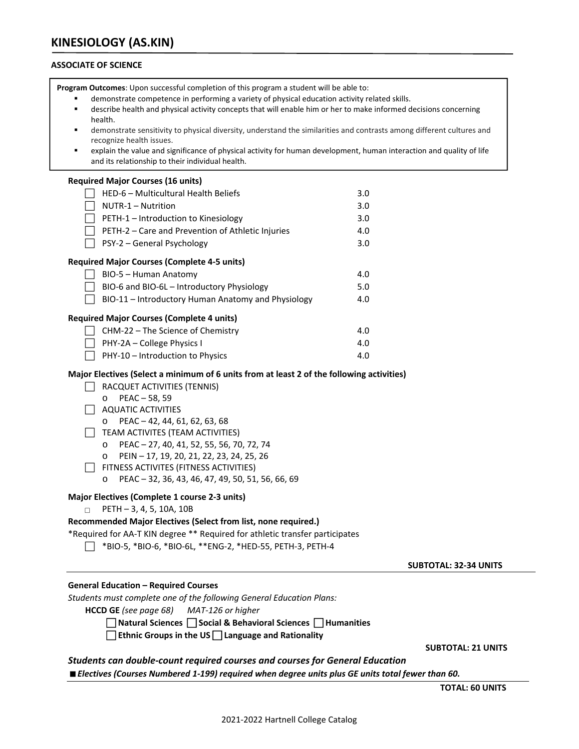# KINESIOLOGY (AS.KIN)

**ASSOCIATE OF SCIENCE**

**Program Outcomes**: Upon successful completion of this program a student will be able to:

- demonstrate competence in performing a variety of physical education activity related skills.
- describe health and physical activity concepts that will enable him or her to make informed decisions concerning health.
- demonstrate sensitivity to physical diversity, understand the similarities and contrasts among different cultures and recognize health issues.
- explain the value and significance of physical activity for human development, human interaction and quality of life and its relationship to their individual health.

**Required Major Courses (16 units)**

| | |
|---|---|
| ☐ HED-6 – Multicultural Health Beliefs | 3.0 |
| ☐ NUTR-1 – Nutrition | 3.0 |
| ☐ PETH-1 – Introduction to Kinesiology | 3.0 |
| ☐ PETH-2 – Care and Prevention of Athletic Injuries | 4.0 |
| ☐ PSY-2 – General Psychology | 3.0 |

**Required Major Courses (Complete 4-5 units)**

| | |
|---|---|
| ☐ BIO-5 – Human Anatomy | 4.0 |
| ☐ BIO-6 and BIO-6L – Introductory Physiology | 5.0 |
| ☐ BIO-11 – Introductory Human Anatomy and Physiology | 4.0 |

**Required Major Courses (Complete 4 units)**

| | |
|---|---|
| ☐ CHM-22 – The Science of Chemistry | 4.0 |
| ☐ PHY-2A – College Physics I | 4.0 |
| ☐ PHY-10 – Introduction to Physics | 4.0 |

**Major Electives (Select a minimum of 6 units from at least 2 of the following activities)**

- ☐ RACQUET ACTIVITIES (TENNIS)
  - PEAC – 58, 59
- ☐ AQUATIC ACTIVITIES
  - PEAC – 42, 44, 61, 62, 63, 68
- ☐ TEAM ACTIVITES (TEAM ACTIVITIES)
  - PEAC – 27, 40, 41, 52, 55, 56, 70, 72, 74
  - PEIN – 17, 19, 20, 21, 22, 23, 24, 25, 26
- ☐ FITNESS ACTIVITES (FITNESS ACTIVITIES)
  - PEAC – 32, 36, 43, 46, 47, 49, 50, 51, 56, 66, 69

**Major Electives (Complete 1 course 2-3 units)**

- ☐ PETH – 3, 4, 5, 10A, 10B

**Recommended Major Electives (Select from list, none required.)**

*Required for AA-T KIN degree ** Required for athletic transfer participates

- ☐ *BIO-5, *BIO-6, *BIO-6L, **ENG-2, *HED-55, PETH-3, PETH-4

**SUBTOTAL: 32-34 UNITS**

---

**General Education – Required Courses**

*Students must complete one of the following General Education Plans:*

**HCCD GE** *(see page 68)* *MAT-126 or higher*

☐ **Natural Sciences** ☐ **Social & Behavioral Sciences** ☐ **Humanities**

☐ **Ethnic Groups in the US** ☐ **Language and Rationality**

**SUBTOTAL: 21 UNITS**

***Students can double-count required courses and courses for General Education***

■ ***Electives (Courses Numbered 1-199) required when degree units plus GE units total fewer than 60.***

**TOTAL: 60 UNITS**